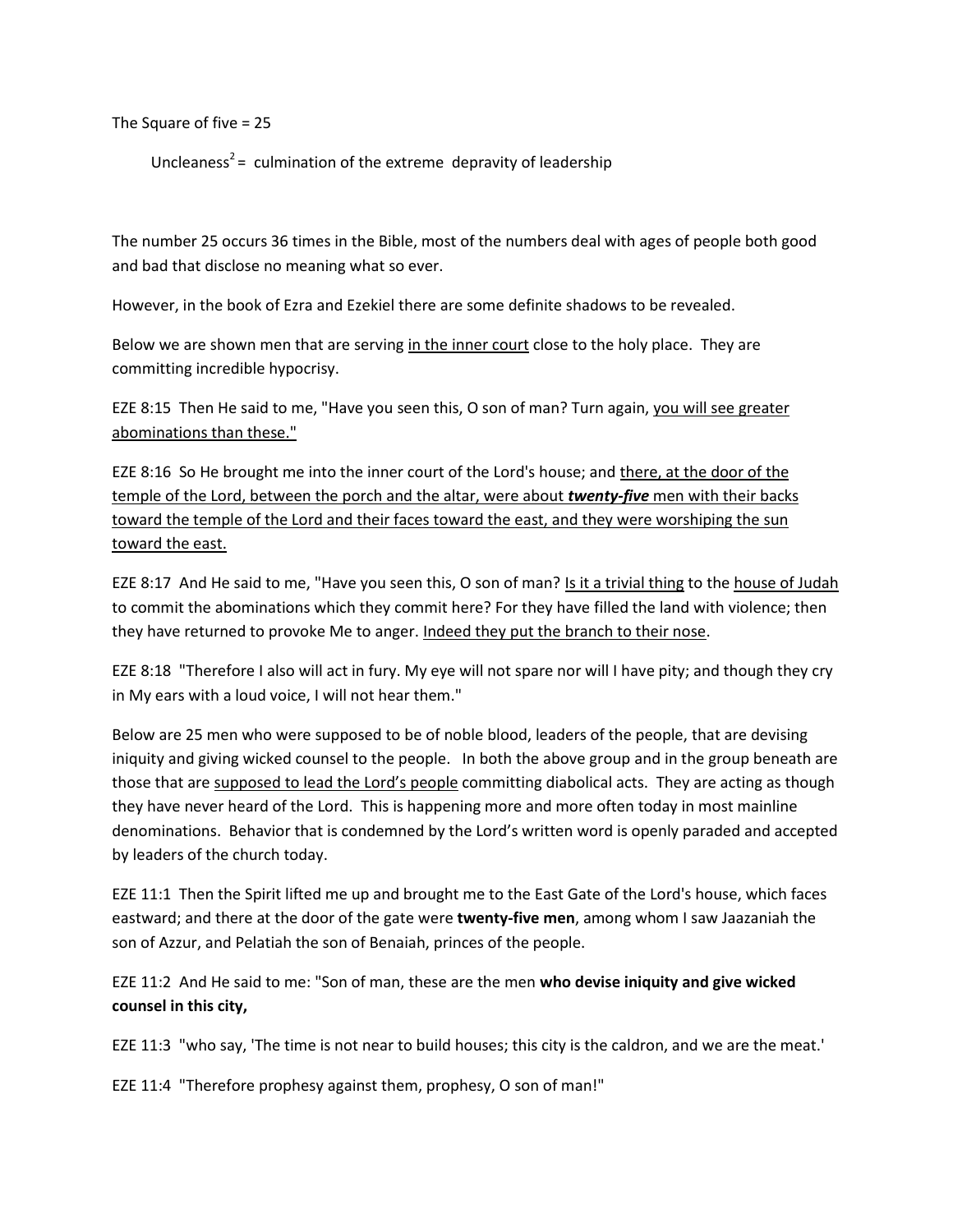The Square of five = 25

Uncleaness$^2$ = culmination of the extreme depravity of leadership

The number 25 occurs 36 times in the Bible, most of the numbers deal with ages of people both good and bad that disclose no meaning what so ever.

However, in the book of Ezra and Ezekiel there are some definite shadows to be revealed.

Below we are shown men that are serving <u>in the inner court</u> close to the holy place. They are committing incredible hypocrisy.

EZE 8:15 Then He said to me, "Have you seen this, O son of man? Turn again, <u>you will see greater abominations than these."</u>

EZE 8:16 So He brought me into the inner court of the Lord's house; and <u>there, at the door of the temple of the Lord, between the porch and the altar, were about ***twenty-five*** men with their backs toward the temple of the Lord and their faces toward the east, and they were worshiping the sun toward the east.</u>

EZE 8:17 And He said to me, "Have you seen this, O son of man? <u>Is it a trivial thing</u> to the <u>house of Judah</u> to commit the abominations which they commit here? For they have filled the land with violence; then they have returned to provoke Me to anger. <u>Indeed they put the branch to their nose</u>.

EZE 8:18 "Therefore I also will act in fury. My eye will not spare nor will I have pity; and though they cry in My ears with a loud voice, I will not hear them."

Below are 25 men who were supposed to be of noble blood, leaders of the people, that are devising iniquity and giving wicked counsel to the people. In both the above group and in the group beneath are those that are <u>supposed to lead the Lord's people</u> committing diabolical acts. They are acting as though they have never heard of the Lord. This is happening more and more often today in most mainline denominations. Behavior that is condemned by the Lord's written word is openly paraded and accepted by leaders of the church today.

EZE 11:1 Then the Spirit lifted me up and brought me to the East Gate of the Lord's house, which faces eastward; and there at the door of the gate were **twenty-five men**, among whom I saw Jaazaniah the son of Azzur, and Pelatiah the son of Benaiah, princes of the people.

EZE 11:2 And He said to me: "Son of man, these are the men **who devise iniquity and give wicked counsel in this city,**

EZE 11:3 "who say, 'The time is not near to build houses; this city is the caldron, and we are the meat.'

EZE 11:4 "Therefore prophesy against them, prophesy, O son of man!"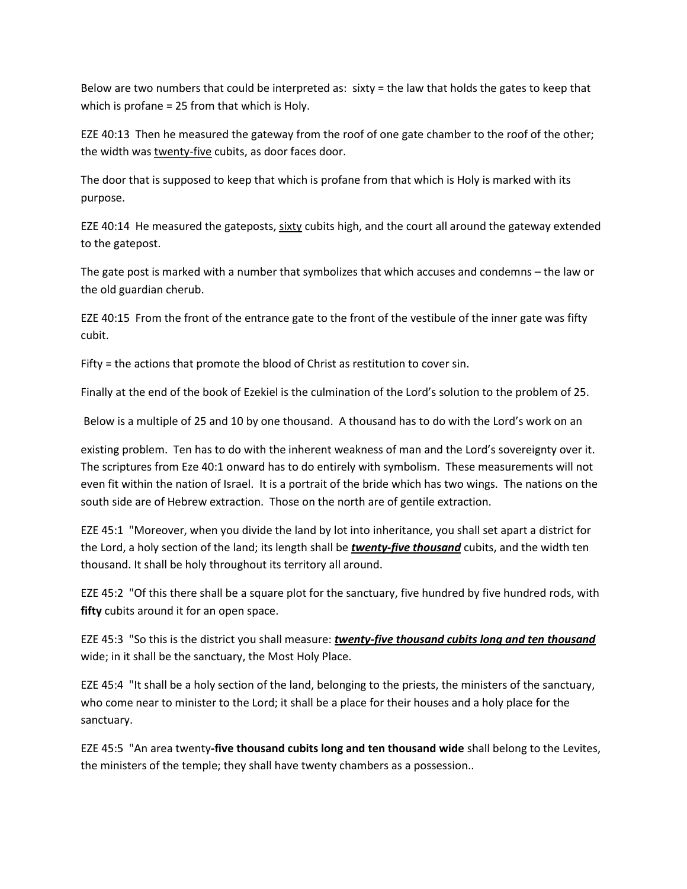Below are two numbers that could be interpreted as: sixty = the law that holds the gates to keep that which is profane = 25 from that which is Holy.

EZE 40:13 Then he measured the gateway from the roof of one gate chamber to the roof of the other; the width was <u>twenty-five</u> cubits, as door faces door.

The door that is supposed to keep that which is profane from that which is Holy is marked with its purpose.

EZE 40:14 He measured the gateposts, <u>sixty</u> cubits high, and the court all around the gateway extended to the gatepost.

The gate post is marked with a number that symbolizes that which accuses and condemns – the law or the old guardian cherub.

EZE 40:15 From the front of the entrance gate to the front of the vestibule of the inner gate was fifty cubit.

Fifty = the actions that promote the blood of Christ as restitution to cover sin.

Finally at the end of the book of Ezekiel is the culmination of the Lord's solution to the problem of 25.

Below is a multiple of 25 and 10 by one thousand. A thousand has to do with the Lord's work on an existing problem. Ten has to do with the inherent weakness of man and the Lord's sovereignty over it. The scriptures from Eze 40:1 onward has to do entirely with symbolism. These measurements will not even fit within the nation of Israel. It is a portrait of the bride which has two wings. The nations on the south side are of Hebrew extraction. Those on the north are of gentile extraction.

EZE 45:1 "Moreover, when you divide the land by lot into inheritance, you shall set apart a district for the Lord, a holy section of the land; its length shall be ***<u>twenty-five thousand</u>*** cubits, and the width ten thousand. It shall be holy throughout its territory all around.

EZE 45:2 "Of this there shall be a square plot for the sanctuary, five hundred by five hundred rods, with **fifty** cubits around it for an open space.

EZE 45:3 "So this is the district you shall measure: ***<u>twenty-five thousand cubits long and ten thousand</u>*** wide; in it shall be the sanctuary, the Most Holy Place.

EZE 45:4 "It shall be a holy section of the land, belonging to the priests, the ministers of the sanctuary, who come near to minister to the Lord; it shall be a place for their houses and a holy place for the sanctuary.

EZE 45:5 "An area twenty**-five thousand cubits long and ten thousand wide** shall belong to the Levites, the ministers of the temple; they shall have twenty chambers as a possession..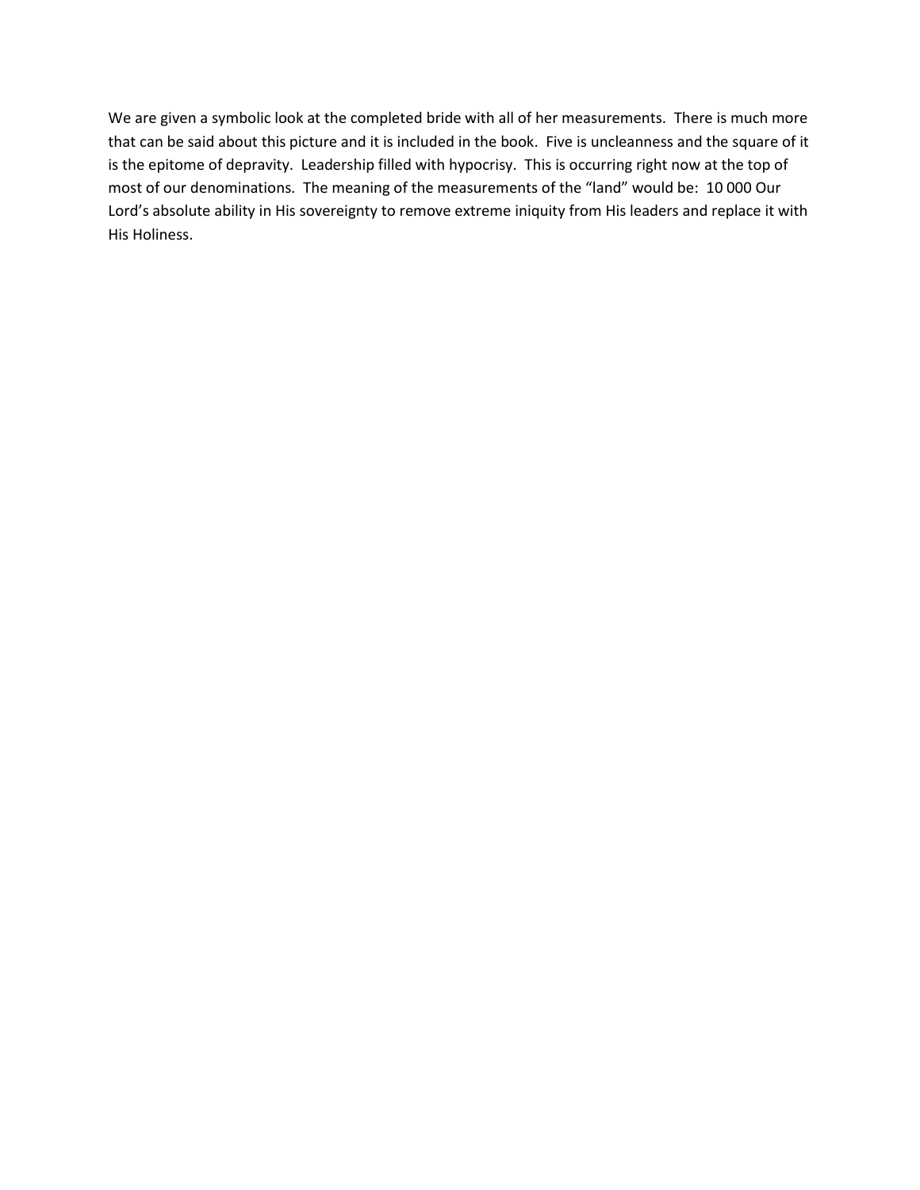We are given a symbolic look at the completed bride with all of her measurements. There is much more that can be said about this picture and it is included in the book. Five is uncleanness and the square of it is the epitome of depravity. Leadership filled with hypocrisy. This is occurring right now at the top of most of our denominations. The meaning of the measurements of the "land" would be: 10 000 Our Lord's absolute ability in His sovereignty to remove extreme iniquity from His leaders and replace it with His Holiness.